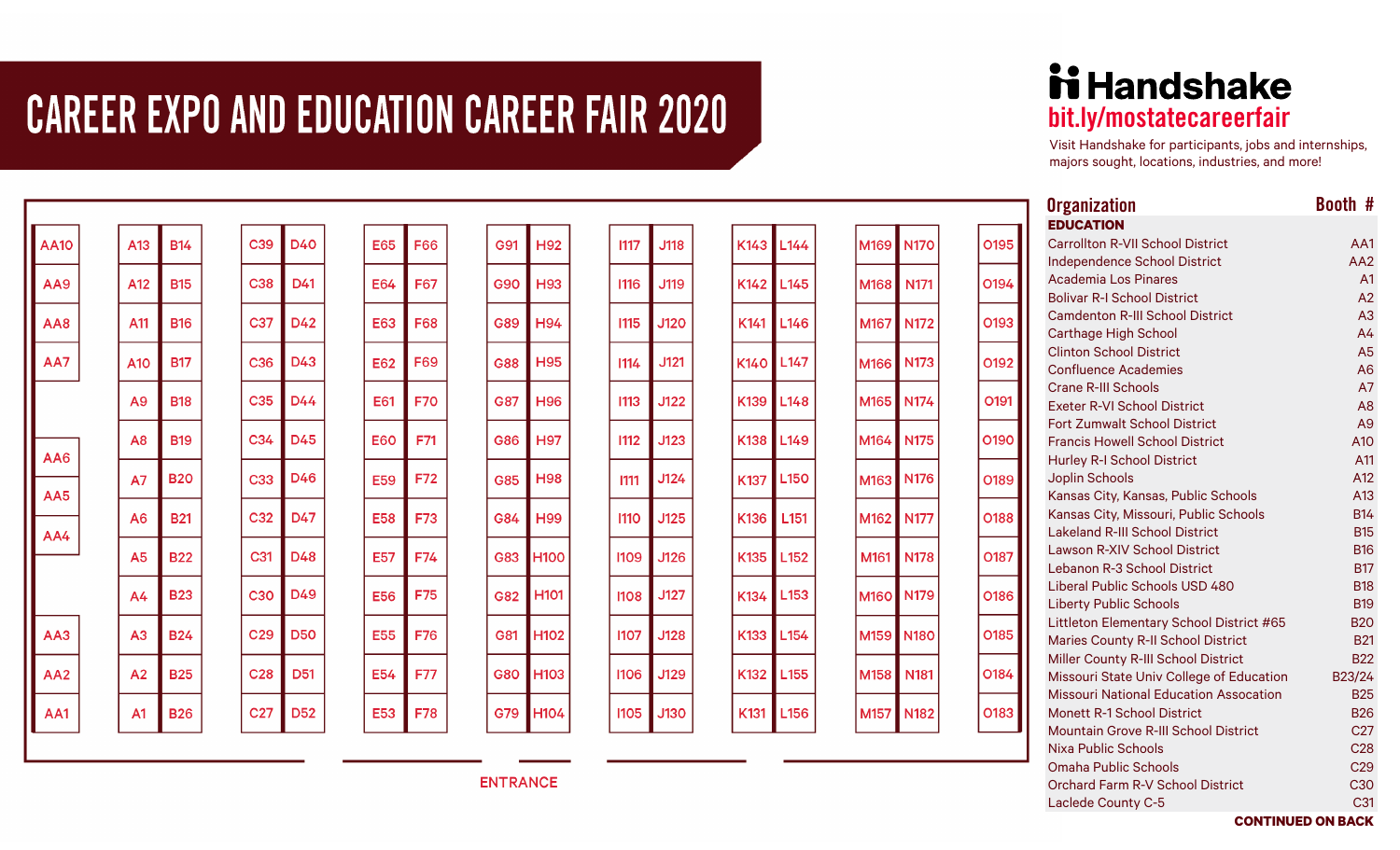# CAREER EXPO AND EDUCATION CAREER FAIR 2020

**Handshake**
**bit.ly/mostatecareerfair**

Visit Handshake for participants, jobs and internships, majors sought, locations, industries, and more!

| AA | A | B | C | D | E | F | G | H | I | J | K | L | M | N | O |
|---|---|---|---|---|---|---|---|---|---|---|---|---|---|---|---|
| AA10 | A13 | B14 | C39 | D40 | E65 | F66 | G91 | H92 | I117 | J118 | K143 | L144 | M169 | N170 | O195 |
| AA9 | A12 | B15 | C38 | D41 | E64 | F67 | G90 | H93 | I116 | J119 | K142 | L145 | M168 | N171 | O194 |
| AA8 | A11 | B16 | C37 | D42 | E63 | F68 | G89 | H94 | I115 | J120 | K141 | L146 | M167 | N172 | O193 |
| AA7 | A10 | B17 | C36 | D43 | E62 | F69 | G88 | H95 | I114 | J121 | K140 | L147 | M166 | N173 | O192 |
| | A9 | B18 | C35 | D44 | E61 | F70 | G87 | H96 | I113 | J122 | K139 | L148 | M165 | N174 | O191 |
| AA6 | A8 | B19 | C34 | D45 | E60 | F71 | G86 | H97 | I112 | J123 | K138 | L149 | M164 | N175 | O190 |
| AA5 | A7 | B20 | C33 | D46 | E59 | F72 | G85 | H98 | I111 | J124 | K137 | L150 | M163 | N176 | O189 |
| AA4 | A6 | B21 | C32 | D47 | E58 | F73 | G84 | H99 | I110 | J125 | K136 | L151 | M162 | N177 | O188 |
| | A5 | B22 | C31 | D48 | E57 | F74 | G83 | H100 | I109 | J126 | K135 | L152 | M161 | N178 | O187 |
| | A4 | B23 | C30 | D49 | E56 | F75 | G82 | H101 | I108 | J127 | K134 | L153 | M160 | N179 | O186 |
| AA3 | A3 | B24 | C29 | D50 | E55 | F76 | G81 | H102 | I107 | J128 | K133 | L154 | M159 | N180 | O185 |
| AA2 | A2 | B25 | C28 | D51 | E54 | F77 | G80 | H103 | I106 | J129 | K132 | L155 | M158 | N181 | O184 |
| AA1 | A1 | B26 | C27 | D52 | E53 | F78 | G79 | H104 | I105 | J130 | K131 | L156 | M157 | N182 | O183 |

ENTRANCE

| Organization | Booth # |
|---|---|
| **EDUCATION** | |
| Carrollton R-VII School District | AA1 |
| Independence School District | AA2 |
| Academia Los Pinares | A1 |
| Bolivar R-I School District | A2 |
| Camdenton R-III School District | A3 |
| Carthage High School | A4 |
| Clinton School District | A5 |
| Confluence Academies | A6 |
| Crane R-III Schools | A7 |
| Exeter R-VI School District | A8 |
| Fort Zumwalt School District | A9 |
| Francis Howell School District | A10 |
| Hurley R-I School District | A11 |
| Joplin Schools | A12 |
| Kansas City, Kansas, Public Schools | A13 |
| Kansas City, Missouri, Public Schools | B14 |
| Lakeland R-III School District | B15 |
| Lawson R-XIV School District | B16 |
| Lebanon R-3 School District | B17 |
| Liberal Public Schools USD 480 | B18 |
| Liberty Public Schools | B19 |
| Littleton Elementary School District #65 | B20 |
| Maries County R-II School District | B21 |
| Miller County R-III School District | B22 |
| Missouri State Univ College of Education | B23/24 |
| Missouri National Education Assocation | B25 |
| Monett R-1 School District | B26 |
| Mountain Grove R-III School District | C27 |
| Nixa Public Schools | C28 |
| Omaha Public Schools | C29 |
| Orchard Farm R-V School District | C30 |
| Laclede County C-5 | C31 |

**CONTINUED ON BACK**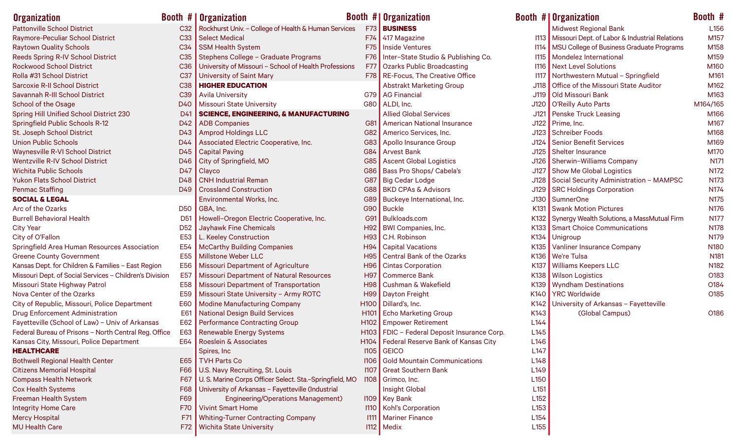| Organization | Booth # |
|---|---|
| Pattonville School District | C32 |
| Raymore-Peculiar School District | C33 |
| Raytown Quality Schools | C34 |
| Reeds Spring R-IV School District | C35 |
| Rockwood School District | C36 |
| Rolla #31 School District | C37 |
| Sarcoxie R-II School District | C38 |
| Savannah R-III School District | C39 |
| School of the Osage | D40 |
| Spring Hill Unified School District 230 | D41 |
| Springfield Public Schools R-12 | D42 |
| St. Joseph School District | D43 |
| Union Public Schools | D44 |
| Waynesville R-VI School District | D45 |
| Wentzville R-IV School District | D46 |
| Wichita Public Schools | D47 |
| Yukon Flats School District | D48 |
| Penmac Staffing | D49 |
| **SOCIAL & LEGAL** | |
| Arc of the Ozarks | D50 |
| Burrell Behavioral Health | D51 |
| City Year | D52 |
| City of O'Fallon | E53 |
| Springfield Area Human Resources Association | E54 |
| Greene County Government | E55 |
| Kansas Dept. for Children & Families – East Region | E56 |
| Missouri Dept. of Social Services – Children's Division | E57 |
| Missouri State Highway Patrol | E58 |
| Nova Center of the Ozarks | E59 |
| City of Republic, Missouri, Police Department | E60 |
| Drug Enforcement Administration | E61 |
| Fayetteville (School of Law) – Univ of Arkansas | E62 |
| Federal Bureau of Prisons – North Central Reg. Office | E63 |
| Kansas City, Missouri, Police Department | E64 |
| **HEALTHCARE** | |
| Bothwell Regional Health Center | E65 |
| Citizens Memorial Hospital | F66 |
| Compass Health Network | F67 |
| Cox Health Systems | F68 |
| Freeman Health System | F69 |
| Integrity Home Care | F70 |
| Mercy Hospital | F71 |
| MU Health Care | F72 |
| Rockhurst Univ. – College of Health & Human Services | F73 |
| Select Medical | F74 |
| SSM Health System | F75 |
| Stephens College – Graduate Programs | F76 |
| University of Missouri – School of Health Professions | F77 |
| University of Saint Mary | F78 |
| **HIGHER EDUCATION** | |
| Avila University | G79 |
| Missouri State University | G80 |
| **SCIENCE, ENGINEERING, & MANUFACTURING** | |
| ADB Companies | G81 |
| Amprod Holdings LLC | G82 |
| Associated Electric Cooperative, Inc. | G83 |
| Capital Paving | G84 |
| City of Springfield, MO | G85 |
| Clayco | G86 |
| CNH Industrial Reman | G87 |
| Crossland Construction | G88 |
| Environmental Works, Inc. | G89 |
| GBA, Inc. | G90 |
| Howell–Oregon Electric Cooperative, Inc. | G91 |
| Jayhawk Fine Chemicals | H92 |
| L. Keeley Construction | H93 |
| McCarthy Building Companies | H94 |
| Millstone Weber LLC | H95 |
| Missouri Department of Agriculture | H96 |
| Missouri Department of Natural Resources | H97 |
| Missouri Department of Transportation | H98 |
| Missouri State University – Army ROTC | H99 |
| Modine Manufacturing Company | H100 |
| National Design Build Services | H101 |
| Performance Contracting Group | H102 |
| Renewable Energy Systems | H103 |
| Roeslein & Associates | H104 |
| Spires, Inc | I105 |
| TVH Parts Co | I106 |
| U.S. Navy Recruiting, St. Louis | I107 |
| U. S. Marine Corps Officer Select. Sta.–Springfield, MO | I108 |
| University of Arkansas – Fayetteville (Industrial Engineering/Operations Management) | I109 |
| Vivint Smart Home | I110 |
| Whiting-Turner Contracting Company | I111 |
| Wichita State University | I112 |
| **BUSINESS** | |
| 417 Magazine | I113 |
| Inside Ventures | I114 |
| Inter–State Studio & Publishing Co. | I115 |
| Ozarks Public Broadcasting | I116 |
| RE-Focus, The Creative Office | I117 |
| Abstrakt Marketing Group | J118 |
| AG Financial | J119 |
| ALDI, Inc. | J120 |
| Allied Global Services | J121 |
| American National Insurance | J122 |
| Americo Services, Inc. | J123 |
| Apollo Insurance Group | J124 |
| Arvest Bank | J125 |
| Ascent Global Logistics | J126 |
| Bass Pro Shops/ Cabela's | J127 |
| Big Cedar Lodge | J128 |
| BKD CPAs & Advisors | J129 |
| Buckeye International, Inc. | J130 |
| Buckle | K131 |
| Bulkloads.com | K132 |
| BWI Companies, Inc. | K133 |
| C.H. Robinson | K134 |
| Capital Vacations | K135 |
| Central Bank of the Ozarks | K136 |
| Cintas Corporation | K137 |
| Commerce Bank | K138 |
| Cushman & Wakefield | K139 |
| Dayton Freight | K140 |
| Dillard's, Inc. | K142 |
| Echo Marketing Group | K143 |
| Empower Retirement | L144 |
| FDIC – Federal Deposit Insurance Corp. | L145 |
| Federal Reserve Bank of Kansas City | L146 |
| GEICO | L147 |
| Gold Mountain Communications | L148 |
| Great Southern Bank | L149 |
| Grimco, Inc. | L150 |
| Insight Global | L151 |
| Key Bank | L152 |
| Kohl's Corporation | L153 |
| Mariner Finance | L154 |
| Medix | L155 |
| Midwest Regional Bank | L156 |
| Missouri Dept. of Labor & Industrial Relations | M157 |
| MSU College of Business Graduate Programs | M158 |
| Mondelez International | M159 |
| Next Level Solutions | M160 |
| Northwestern Mutual – Springfield | M161 |
| Office of the Missouri State Auditor | M162 |
| Old Missouri Bank | M163 |
| O'Reilly Auto Parts | M164/165 |
| Penske Truck Leasing | M166 |
| Prime, Inc. | M167 |
| Schreiber Foods | M168 |
| Senior Benefit Services | M169 |
| Shelter Insurance | M170 |
| Sherwin–Williams Company | N171 |
| Show Me Global Logistics | N172 |
| Social Security Administration – MAMPSC | N173 |
| SRC Holdings Corporation | N174 |
| SumnerOne | N175 |
| Swank Motion Pictures | N176 |
| Synergy Wealth Solutions, a MassMutual Firm | N177 |
| Smart Choice Communications | N178 |
| Unigroup | N179 |
| Vanliner Insurance Company | N180 |
| We're Tulsa | N181 |
| Williams Keepers LLC | N182 |
| Wilson Logistics | O183 |
| Wyndham Destinations | O184 |
| YRC Worldwide | O185 |
| University of Arkansas – Fayetteville (Global Campus) | O186 |